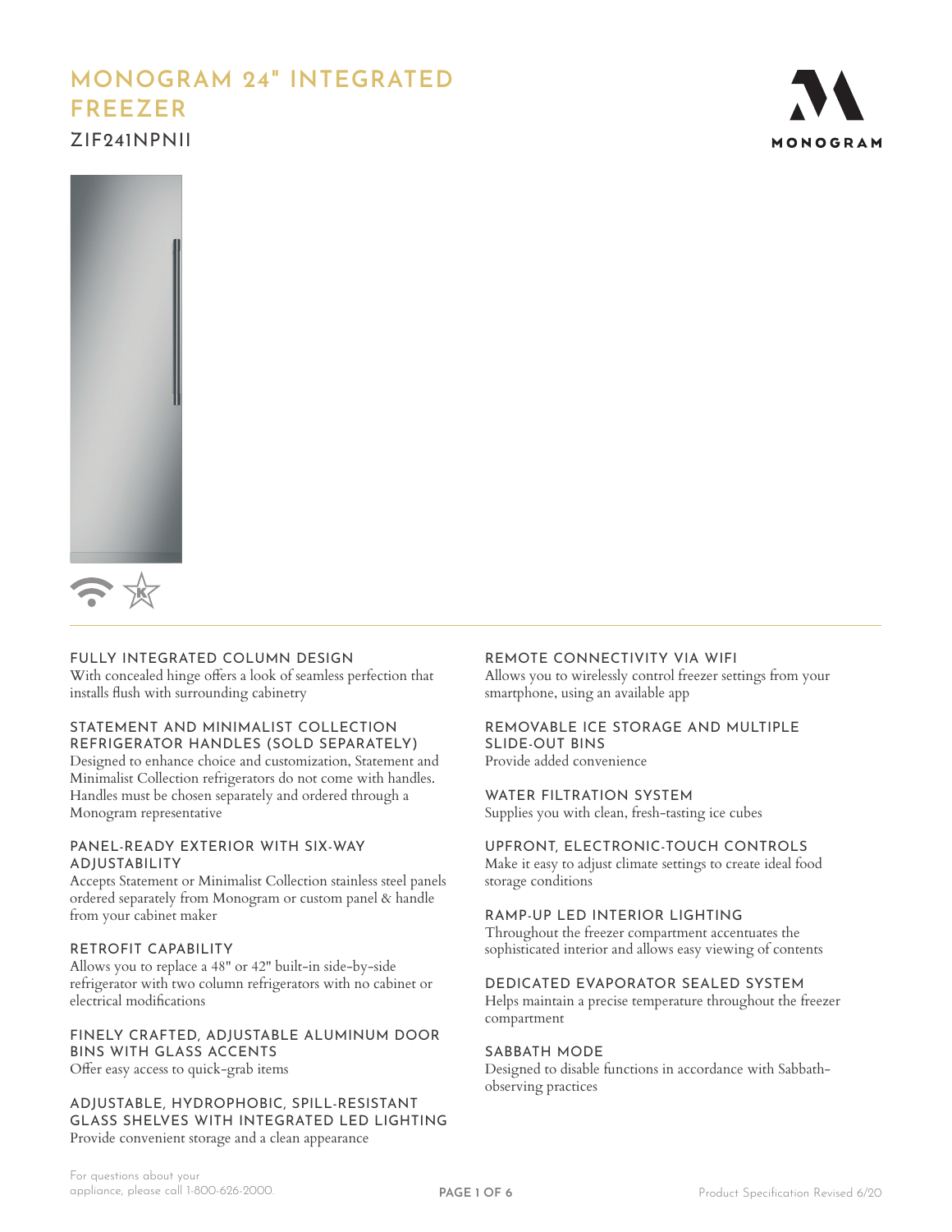# MONOGRAM 24" INTEGRATED FREEZER

## ZIF241NPNII

### FULLY INTEGRATED COLUMN DESIGN

With concealed hinge offers a look of seamless perfection that installs flush with surrounding cabinetry

### STATEMENT AND MINIMALIST COLLECTION REFRIGERATOR HANDLES (SOLD SEPARATELY)

Designed to enhance choice and customization, Statement and Minimalist Collection refrigerators do not come with handles. Handles must be chosen separately and ordered through a Monogram representative

### PANEL-READY EXTERIOR WITH SIX-WAY ADJUSTABILITY

Accepts Statement or Minimalist Collection stainless steel panels ordered separately from Monogram or custom panel & handle from your cabinet maker

### RETROFIT CAPABILITY

Allows you to replace a 48" or 42" built-in side-by-side refrigerator with two column refrigerators with no cabinet or electrical modifications

### FINELY CRAFTED, ADJUSTABLE ALUMINUM DOOR BINS WITH GLASS ACCENTS

Offer easy access to quick-grab items

### ADJUSTABLE, HYDROPHOBIC, SPILL-RESISTANT GLASS SHELVES WITH INTEGRATED LED LIGHTING

Provide convenient storage and a clean appearance

### REMOTE CONNECTIVITY VIA WIFI

Allows you to wirelessly control freezer settings from your smartphone, using an available app

### REMOVABLE ICE STORAGE AND MULTIPLE SLIDE-OUT BINS

Provide added convenience

### WATER FILTRATION SYSTEM

Supplies you with clean, fresh-tasting ice cubes

### UPFRONT, ELECTRONIC-TOUCH CONTROLS

Make it easy to adjust climate settings to create ideal food storage conditions

### RAMP-UP LED INTERIOR LIGHTING

Throughout the freezer compartment accentuates the sophisticated interior and allows easy viewing of contents

### DEDICATED EVAPORATOR SEALED SYSTEM

Helps maintain a precise temperature throughout the freezer compartment

### SABBATH MODE

Designed to disable functions in accordance with Sabbath-observing practices

For questions about your appliance, please call 1-800-626-2000.

Product Specification Revised 6/20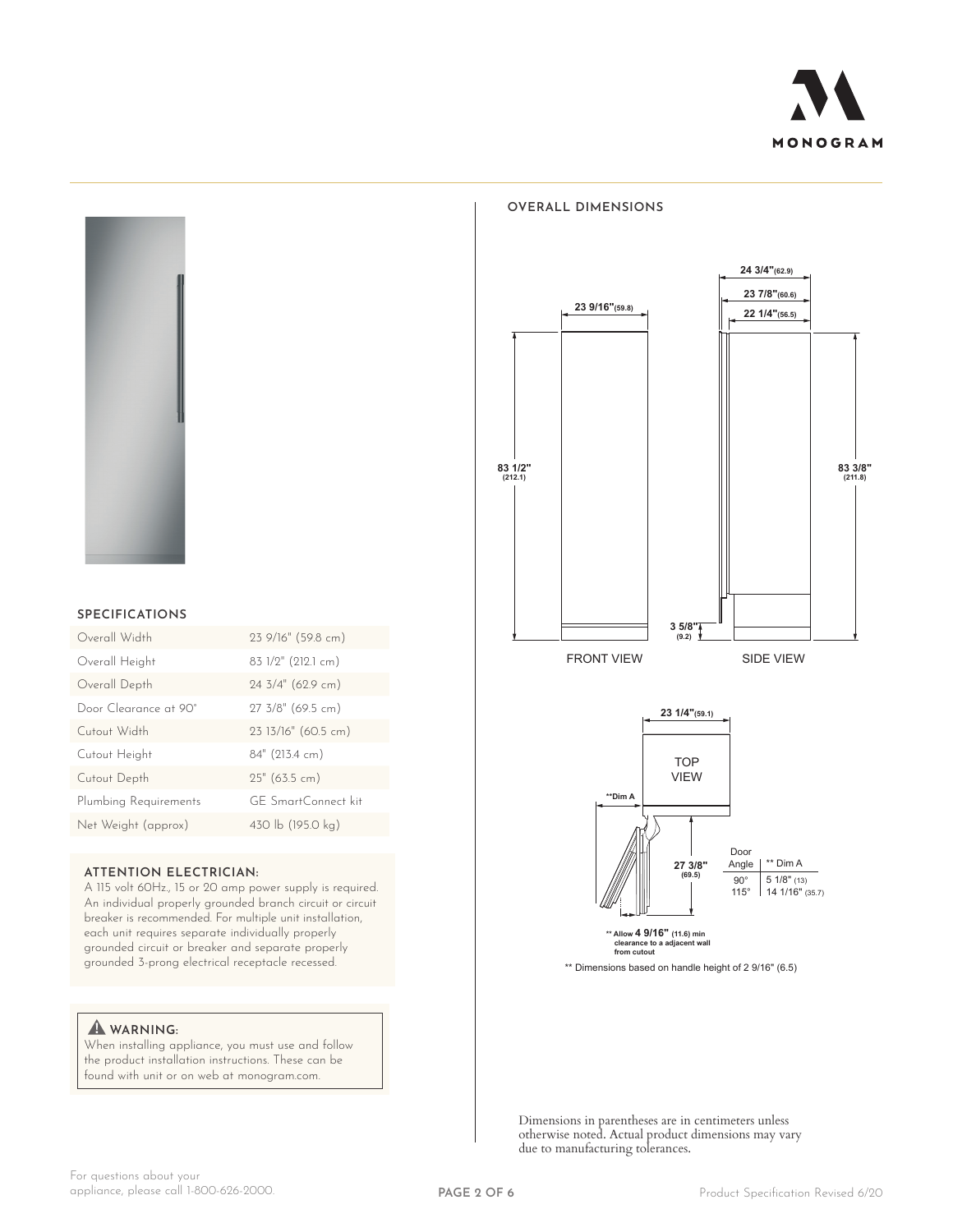## SPECIFICATIONS

| | |
|---|---|
| Overall Width | 23 9/16" (59.8 cm) |
| Overall Height | 83 1/2" (212.1 cm) |
| Overall Depth | 24 3/4" (62.9 cm) |
| Door Clearance at 90° | 27 3/8" (69.5 cm) |
| Cutout Width | 23 13/16" (60.5 cm) |
| Cutout Height | 84" (213.4 cm) |
| Cutout Depth | 25" (63.5 cm) |
| Plumbing Requirements | GE SmartConnect kit |
| Net Weight (approx) | 430 lb (195.0 kg) |

### ATTENTION ELECTRICIAN:

A 115 volt 60Hz., 15 or 20 amp power supply is required. An individual properly grounded branch circuit or circuit breaker is recommended. For multiple unit installation, each unit requires separate individually properly grounded circuit or breaker and separate properly grounded 3-prong electrical receptacle recessed.

### ⚠ WARNING:

When installing appliance, you must use and follow the product installation instructions. These can be found with unit or on web at monogram.com.

## OVERALL DIMENSIONS

FRONT VIEW: 23 9/16" (59.8) width; 83 1/2" (212.1) height

SIDE VIEW: 24 3/4" (62.9); 23 7/8" (60.6); 22 1/4" (56.5); 83 3/8" (211.8); 3 5/8" (9.2)

TOP VIEW: 23 1/4" (59.1); 27 3/8" (69.5); **Dim A

| Door Angle | ** Dim A |
|---|---|
| 90° | 5 1/8" (13) |
| 115° | 14 1/16" (35.7) |

** Allow 4 9/16" (11.6) min clearance to a adjacent wall from cutout

** Dimensions based on handle height of 2 9/16" (6.5)

Dimensions in parentheses are in centimeters unless otherwise noted. Actual product dimensions may vary due to manufacturing tolerances.

For questions about your appliance, please call 1-800-626-2000.

Product Specification Revised 6/20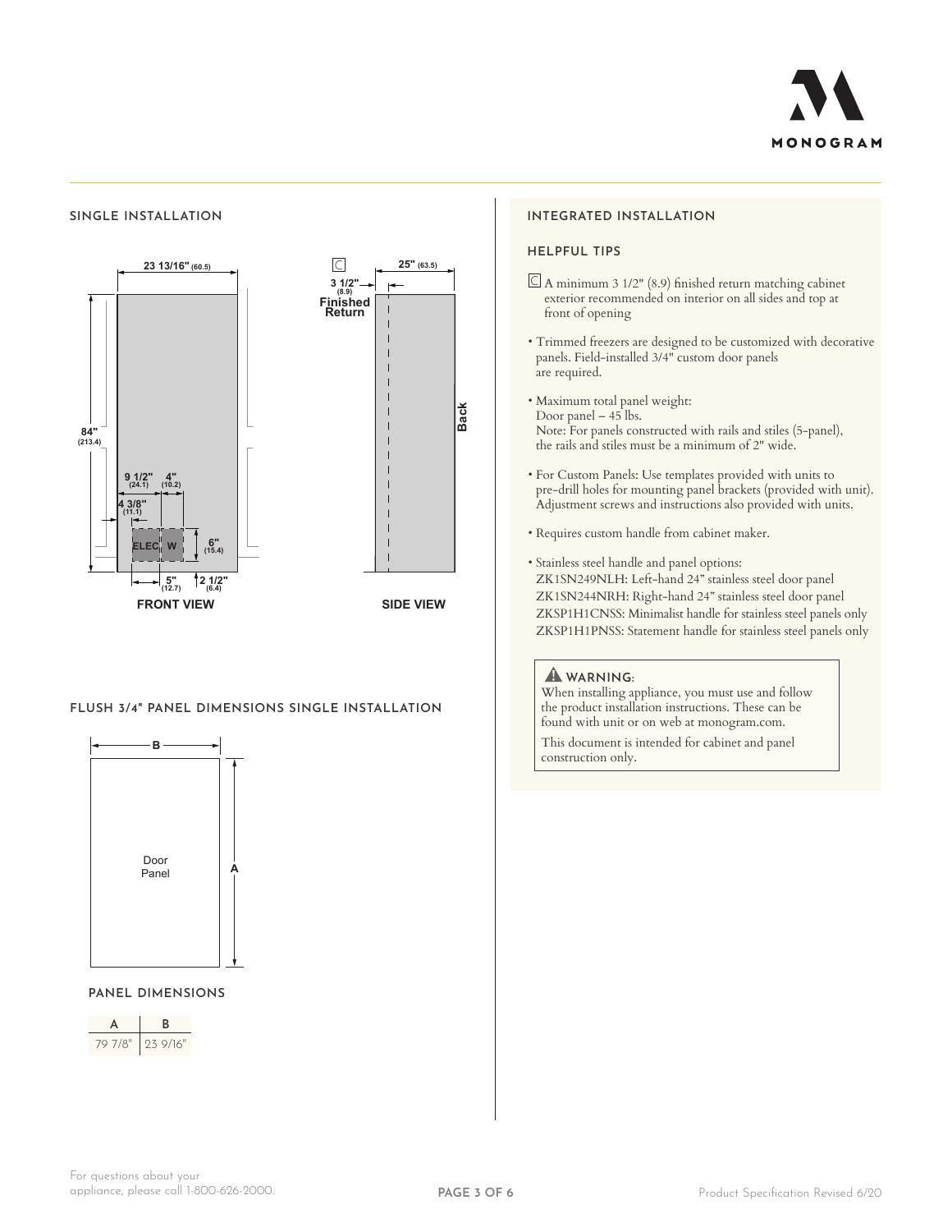## SINGLE INSTALLATION

23 13/16" (60.5)

84" (213.4)

9 1/2" (24.1)

4" (10.2)

4 3/8" (11.1)

ELEC

W

6" (15.4)

5" (12.7)

2 1/2" (6.4)

FRONT VIEW

C

3 1/2" (8.9) Finished Return

25" (63.5)

Back

SIDE VIEW

## FLUSH 3/4" PANEL DIMENSIONS SINGLE INSTALLATION

B

A

Door Panel

### PANEL DIMENSIONS

| A | B |
|---|---|
| 79 7/8" | 23 9/16" |

## INTEGRATED INSTALLATION

### HELPFUL TIPS

C A minimum 3 1/2" (8.9) finished return matching cabinet exterior recommended on interior on all sides and top at front of opening

- Trimmed freezers are designed to be customized with decorative panels. Field-installed 3/4" custom door panels are required.
- Maximum total panel weight:
  Door panel – 45 lbs.
  Note: For panels constructed with rails and stiles (5-panel), the rails and stiles must be a minimum of 2" wide.
- For Custom Panels: Use templates provided with units to pre-drill holes for mounting panel brackets (provided with unit). Adjustment screws and instructions also provided with units.
- Requires custom handle from cabinet maker.
- Stainless steel handle and panel options:
  ZK1SN249NLH: Left-hand 24" stainless steel door panel
  ZK1SN244NRH: Right-hand 24" stainless steel door panel
  ZKSP1H1CNSS: Minimalist handle for stainless steel panels only
  ZKSP1H1PNSS: Statement handle for stainless steel panels only

**WARNING**:
When installing appliance, you must use and follow the product installation instructions. These can be found with unit or on web at monogram.com.

This document is intended for cabinet and panel construction only.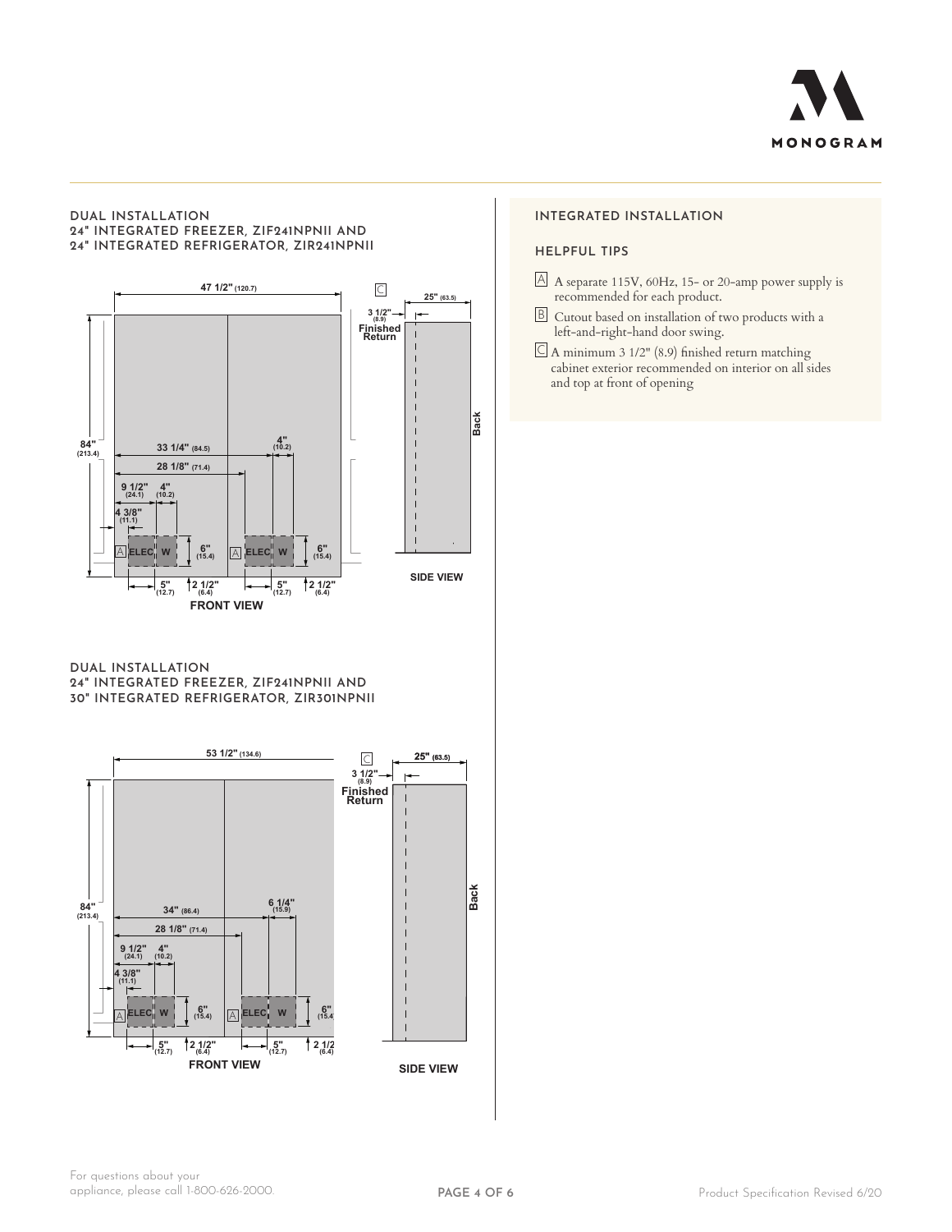## DUAL INSTALLATION
## 24" INTEGRATED FREEZER, ZIF241NPNII AND 24" INTEGRATED REFRIGERATOR, ZIR241NPNII

47 1/2" (120.7)
C
25" (63.5)
3 1/2" (8.9)
Finished Return
Back
84" (213.4)
33 1/4" (84.5)
4" (10.2)
28 1/8" (71.4)
9 1/2" (24.1)
4" (10.2)
4 3/8" (11.1)
A ELEC W
6" (15.4)
A ELEC W
6" (15.4)
5" (12.7)
2 1/2" (6.4)
5" (12.7)
2 1/2" (6.4)
FRONT VIEW
SIDE VIEW

## DUAL INSTALLATION
## 24" INTEGRATED FREEZER, ZIF241NPNII AND 30" INTEGRATED REFRIGERATOR, ZIR301NPNII

53 1/2" (134.6)
C
25" (63.5)
3 1/2" (8.9)
Finished Return
Back
84" (213.4)
34" (86.4)
6 1/4" (15.9)
28 1/8" (71.4)
9 1/2" (24.1)
4" (10.2)
4 3/8" (11.1)
A ELEC W
6" (15.4)
A ELEC W
6" (15.4)
5" (12.7)
2 1/2" (6.4)
5" (12.7)
2 1/2 (6.4)
FRONT VIEW
SIDE VIEW

## INTEGRATED INSTALLATION

### HELPFUL TIPS

- A: A separate 115V, 60Hz, 15- or 20-amp power supply is recommended for each product.
- B: Cutout based on installation of two products with a left-and-right-hand door swing.
- C: A minimum 3 1/2" (8.9) finished return matching cabinet exterior recommended on interior on all sides and top at front of opening

For questions about your appliance, please call 1-800-626-2000.

Product Specification Revised 6/20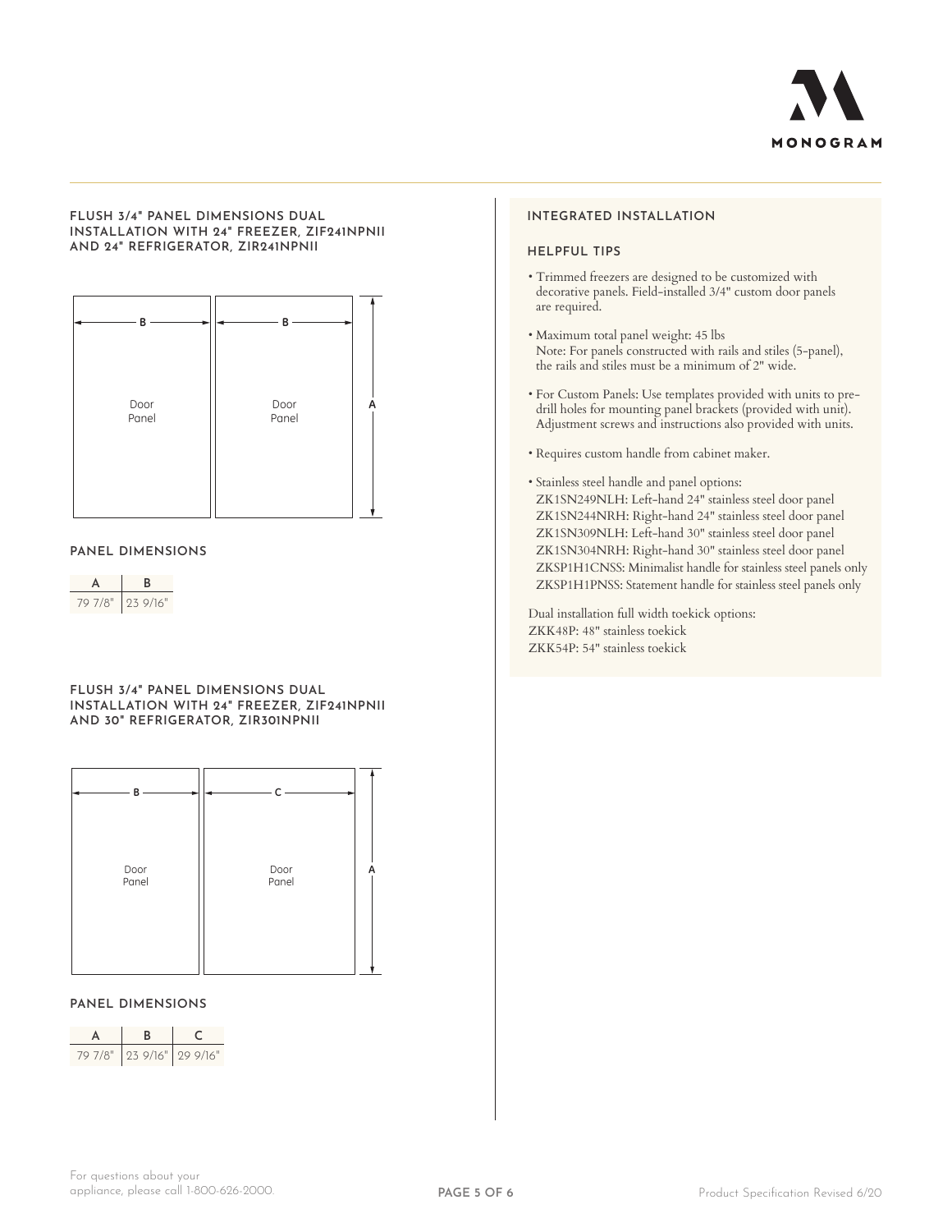## FLUSH 3/4" PANEL DIMENSIONS DUAL INSTALLATION WITH 24" FREEZER, ZIF241NPNII AND 24" REFRIGERATOR, ZIR241NPNII

B
B
Door Panel
Door Panel
A

### PANEL DIMENSIONS

| A | B |
|---|---|
| 79 7/8" | 23 9/16" |

## FLUSH 3/4" PANEL DIMENSIONS DUAL INSTALLATION WITH 24" FREEZER, ZIF241NPNII AND 30" REFRIGERATOR, ZIR301NPNII

B
C
Door Panel
Door Panel
A

### PANEL DIMENSIONS

| A | B | C |
|---|---|---|
| 79 7/8" | 23 9/16" | 29 9/16" |

## INTEGRATED INSTALLATION

### HELPFUL TIPS

- Trimmed freezers are designed to be customized with decorative panels. Field-installed 3/4" custom door panels are required.
- Maximum total panel weight: 45 lbs
  Note: For panels constructed with rails and stiles (5-panel), the rails and stiles must be a minimum of 2" wide.
- For Custom Panels: Use templates provided with units to pre-drill holes for mounting panel brackets (provided with unit). Adjustment screws and instructions also provided with units.
- Requires custom handle from cabinet maker.
- Stainless steel handle and panel options:
  ZK1SN249NLH: Left-hand 24" stainless steel door panel
  ZK1SN244NRH: Right-hand 24" stainless steel door panel
  ZK1SN309NLH: Left-hand 30" stainless steel door panel
  ZK1SN304NRH: Right-hand 30" stainless steel door panel
  ZKSP1H1CNSS: Minimalist handle for stainless steel panels only
  ZKSP1H1PNSS: Statement handle for stainless steel panels only

Dual installation full width toekick options:
ZKK48P: 48" stainless toekick
ZKK54P: 54" stainless toekick

For questions about your appliance, please call 1-800-626-2000.

Product Specification Revised 6/20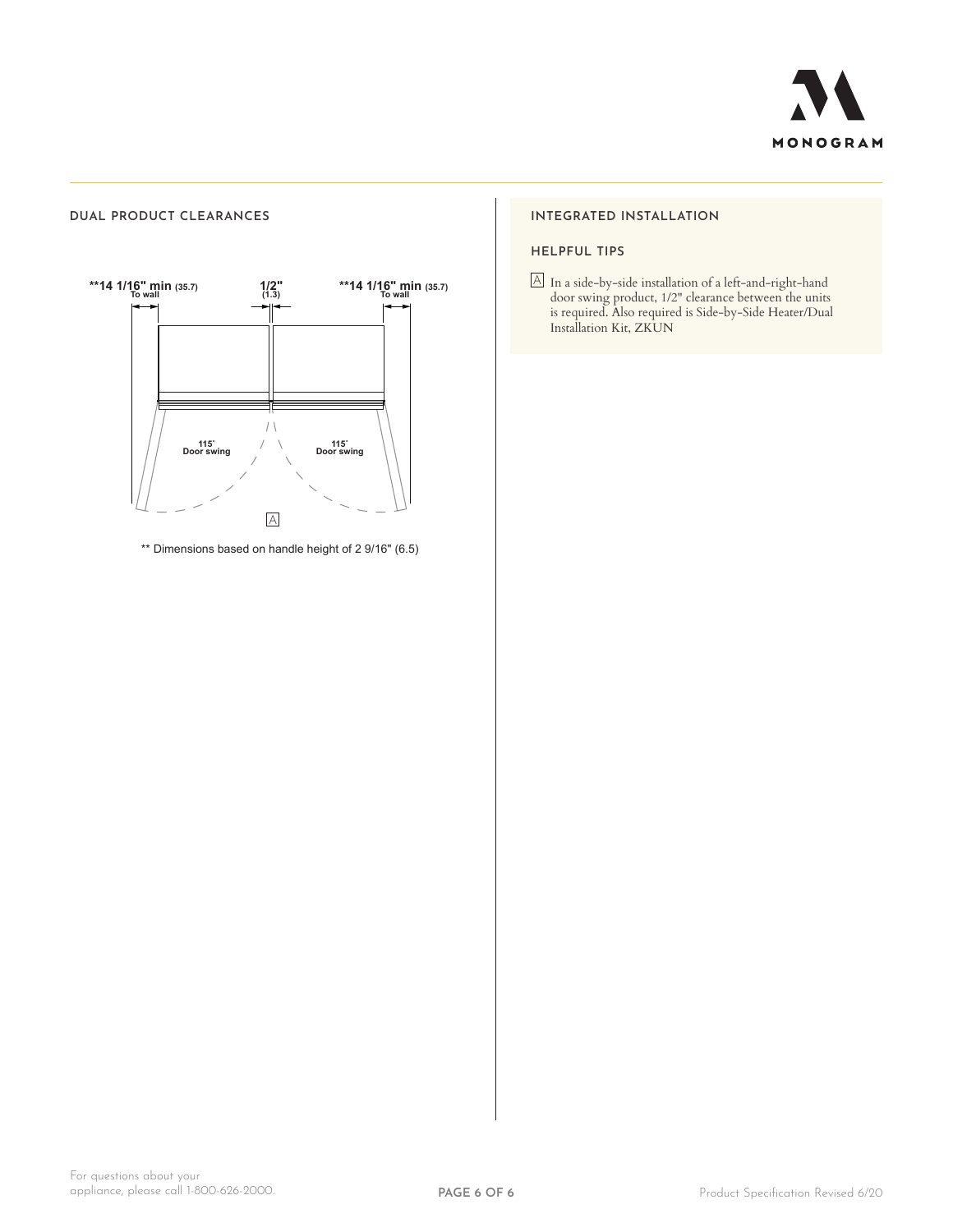## DUAL PRODUCT CLEARANCES

**14 1/16" min (35.7) To wall

1/2" (1.3)

**14 1/16" min (35.7) To wall

115° Door swing

115° Door swing

A

** Dimensions based on handle height of 2 9/16" (6.5)

## INTEGRATED INSTALLATION

### HELPFUL TIPS

A In a side-by-side installation of a left-and-right-hand door swing product, 1/2" clearance between the units is required. Also required is Side-by-Side Heater/Dual Installation Kit, ZKUN

For questions about your appliance, please call 1-800-626-2000.

Product Specification Revised 6/20